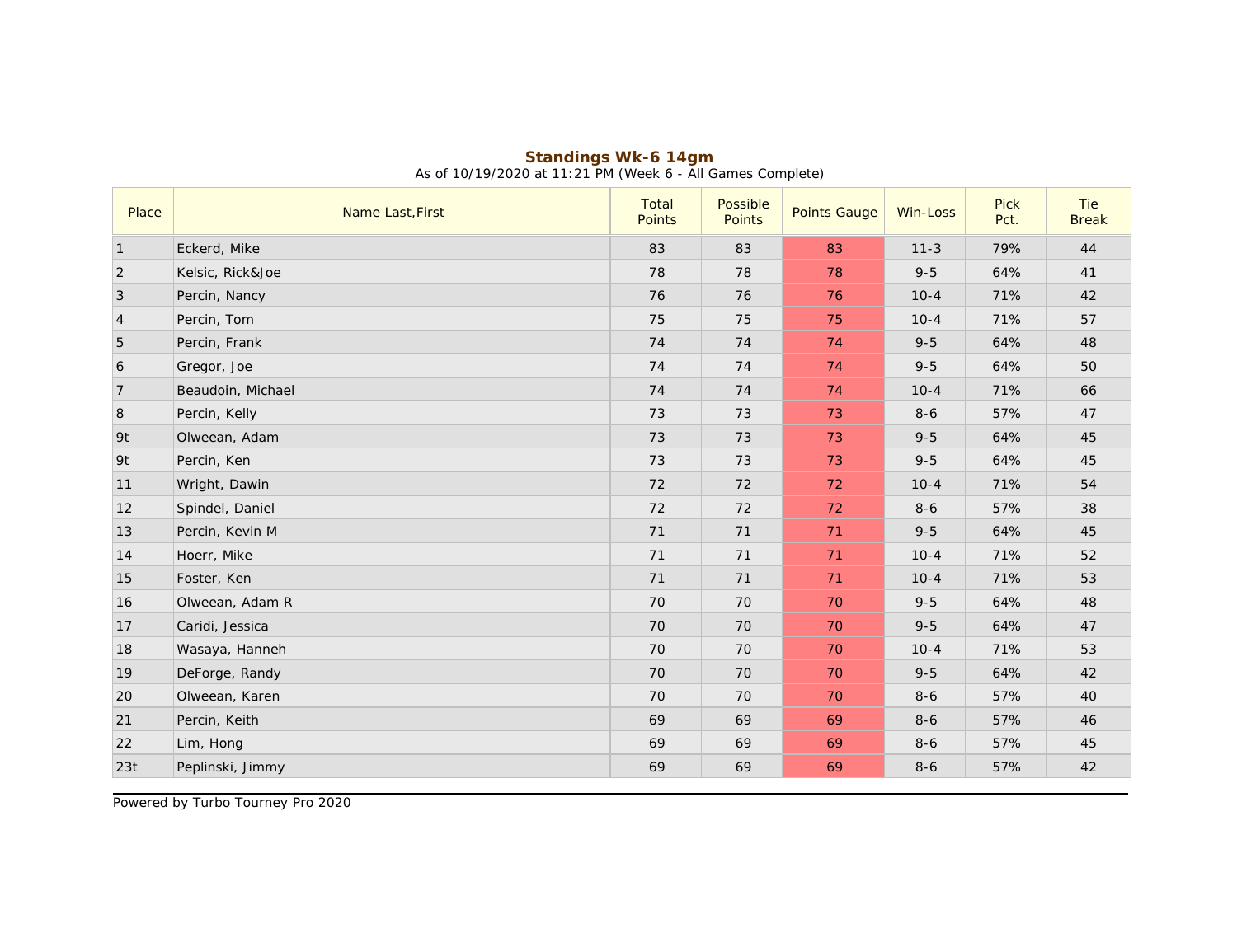## Standings Wk-6 14gm

As of 10/19/2020 at 11:21 PM (Week 6 - All Games Complete)

| Place | Name Last,First | Total Points | Possible Points | Points Gauge | Win-Loss | Pick Pct. | Tie Break |
|---|---|---|---|---|---|---|---|
| 1 | Eckerd, Mike | 83 | 83 | 83 | 11-3 | 79% | 44 |
| 2 | Kelsic, Rick&Joe | 78 | 78 | 78 | 9-5 | 64% | 41 |
| 3 | Percin, Nancy | 76 | 76 | 76 | 10-4 | 71% | 42 |
| 4 | Percin, Tom | 75 | 75 | 75 | 10-4 | 71% | 57 |
| 5 | Percin, Frank | 74 | 74 | 74 | 9-5 | 64% | 48 |
| 6 | Gregor, Joe | 74 | 74 | 74 | 9-5 | 64% | 50 |
| 7 | Beaudoin, Michael | 74 | 74 | 74 | 10-4 | 71% | 66 |
| 8 | Percin, Kelly | 73 | 73 | 73 | 8-6 | 57% | 47 |
| 9t | Olweean, Adam | 73 | 73 | 73 | 9-5 | 64% | 45 |
| 9t | Percin, Ken | 73 | 73 | 73 | 9-5 | 64% | 45 |
| 11 | Wright, Dawin | 72 | 72 | 72 | 10-4 | 71% | 54 |
| 12 | Spindel, Daniel | 72 | 72 | 72 | 8-6 | 57% | 38 |
| 13 | Percin, Kevin M | 71 | 71 | 71 | 9-5 | 64% | 45 |
| 14 | Hoerr, Mike | 71 | 71 | 71 | 10-4 | 71% | 52 |
| 15 | Foster, Ken | 71 | 71 | 71 | 10-4 | 71% | 53 |
| 16 | Olweean, Adam R | 70 | 70 | 70 | 9-5 | 64% | 48 |
| 17 | Caridi, Jessica | 70 | 70 | 70 | 9-5 | 64% | 47 |
| 18 | Wasaya, Hanneh | 70 | 70 | 70 | 10-4 | 71% | 53 |
| 19 | DeForge, Randy | 70 | 70 | 70 | 9-5 | 64% | 42 |
| 20 | Olweean, Karen | 70 | 70 | 70 | 8-6 | 57% | 40 |
| 21 | Percin, Keith | 69 | 69 | 69 | 8-6 | 57% | 46 |
| 22 | Lim, Hong | 69 | 69 | 69 | 8-6 | 57% | 45 |
| 23t | Peplinski, Jimmy | 69 | 69 | 69 | 8-6 | 57% | 42 |

Powered by Turbo Tourney Pro 2020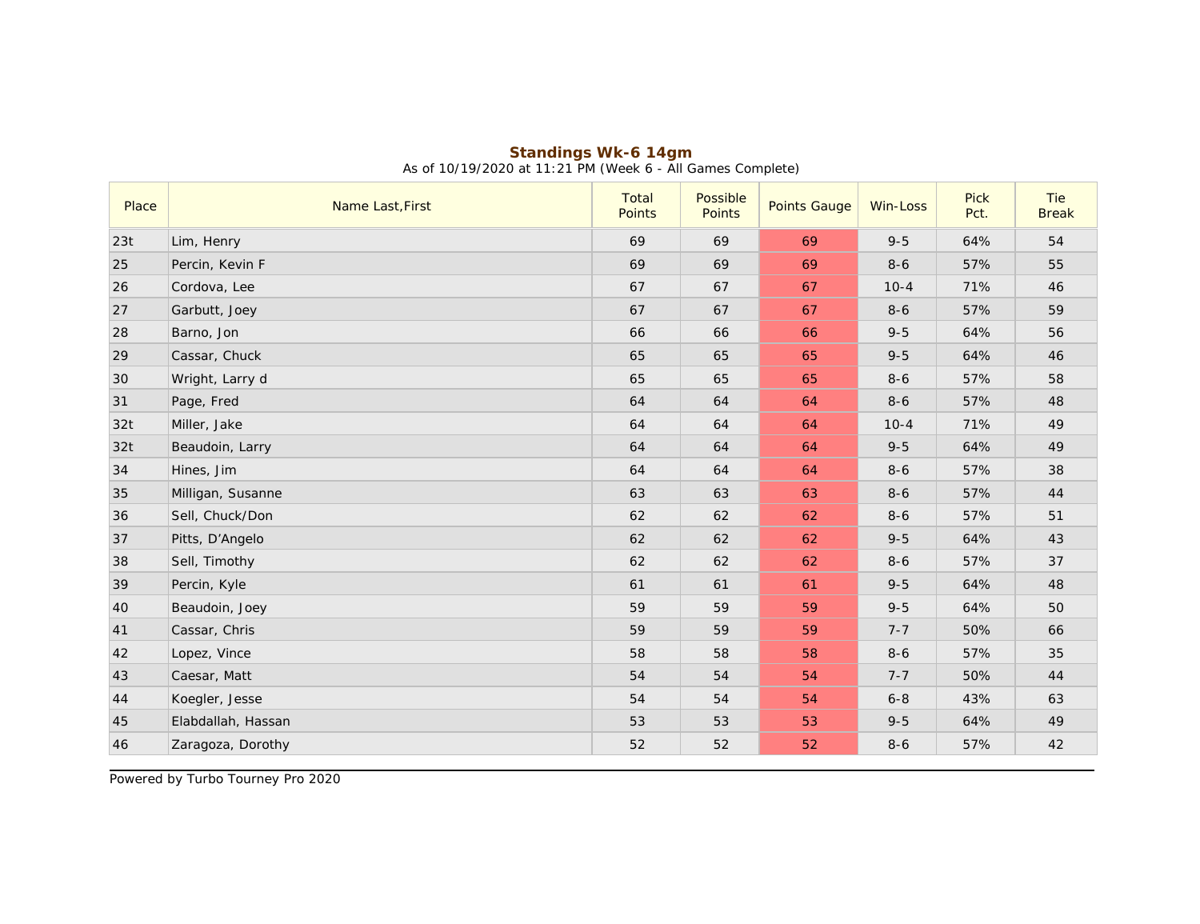**Standings Wk-6 14gm**

As of 10/19/2020 at 11:21 PM (Week 6 - All Games Complete)

| Place | Name Last,First | Total Points | Possible Points | Points Gauge | Win-Loss | Pick Pct. | Tie Break |
|---|---|---|---|---|---|---|---|
| 23t | Lim, Henry | 69 | 69 | 69 | 9-5 | 64% | 54 |
| 25 | Percin, Kevin F | 69 | 69 | 69 | 8-6 | 57% | 55 |
| 26 | Cordova, Lee | 67 | 67 | 67 | 10-4 | 71% | 46 |
| 27 | Garbutt, Joey | 67 | 67 | 67 | 8-6 | 57% | 59 |
| 28 | Barno, Jon | 66 | 66 | 66 | 9-5 | 64% | 56 |
| 29 | Cassar, Chuck | 65 | 65 | 65 | 9-5 | 64% | 46 |
| 30 | Wright, Larry d | 65 | 65 | 65 | 8-6 | 57% | 58 |
| 31 | Page, Fred | 64 | 64 | 64 | 8-6 | 57% | 48 |
| 32t | Miller, Jake | 64 | 64 | 64 | 10-4 | 71% | 49 |
| 32t | Beaudoin, Larry | 64 | 64 | 64 | 9-5 | 64% | 49 |
| 34 | Hines, Jim | 64 | 64 | 64 | 8-6 | 57% | 38 |
| 35 | Milligan, Susanne | 63 | 63 | 63 | 8-6 | 57% | 44 |
| 36 | Sell, Chuck/Don | 62 | 62 | 62 | 8-6 | 57% | 51 |
| 37 | Pitts, D'Angelo | 62 | 62 | 62 | 9-5 | 64% | 43 |
| 38 | Sell, Timothy | 62 | 62 | 62 | 8-6 | 57% | 37 |
| 39 | Percin, Kyle | 61 | 61 | 61 | 9-5 | 64% | 48 |
| 40 | Beaudoin, Joey | 59 | 59 | 59 | 9-5 | 64% | 50 |
| 41 | Cassar, Chris | 59 | 59 | 59 | 7-7 | 50% | 66 |
| 42 | Lopez, Vince | 58 | 58 | 58 | 8-6 | 57% | 35 |
| 43 | Caesar, Matt | 54 | 54 | 54 | 7-7 | 50% | 44 |
| 44 | Koegler, Jesse | 54 | 54 | 54 | 6-8 | 43% | 63 |
| 45 | Elabdallah, Hassan | 53 | 53 | 53 | 9-5 | 64% | 49 |
| 46 | Zaragoza, Dorothy | 52 | 52 | 52 | 8-6 | 57% | 42 |

Powered by Turbo Tourney Pro 2020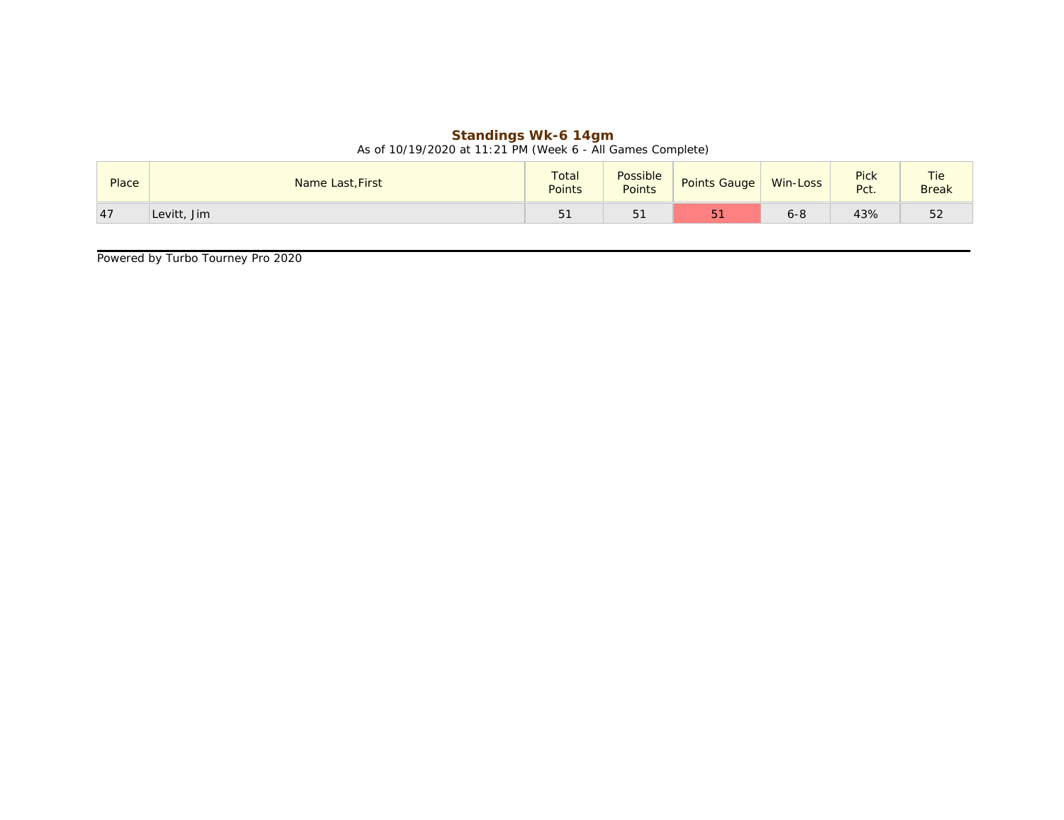**Standings Wk-6 14gm**

As of 10/19/2020 at 11:21 PM (Week 6 - All Games Complete)

| Place | Name Last,First | Total Points | Possible Points | Points Gauge | Win-Loss | Pick Pct. | Tie Break |
|---|---|---|---|---|---|---|---|
| 47 | Levitt, Jim | 51 | 51 | 51 | 6-8 | 43% | 52 |

Powered by Turbo Tourney Pro 2020